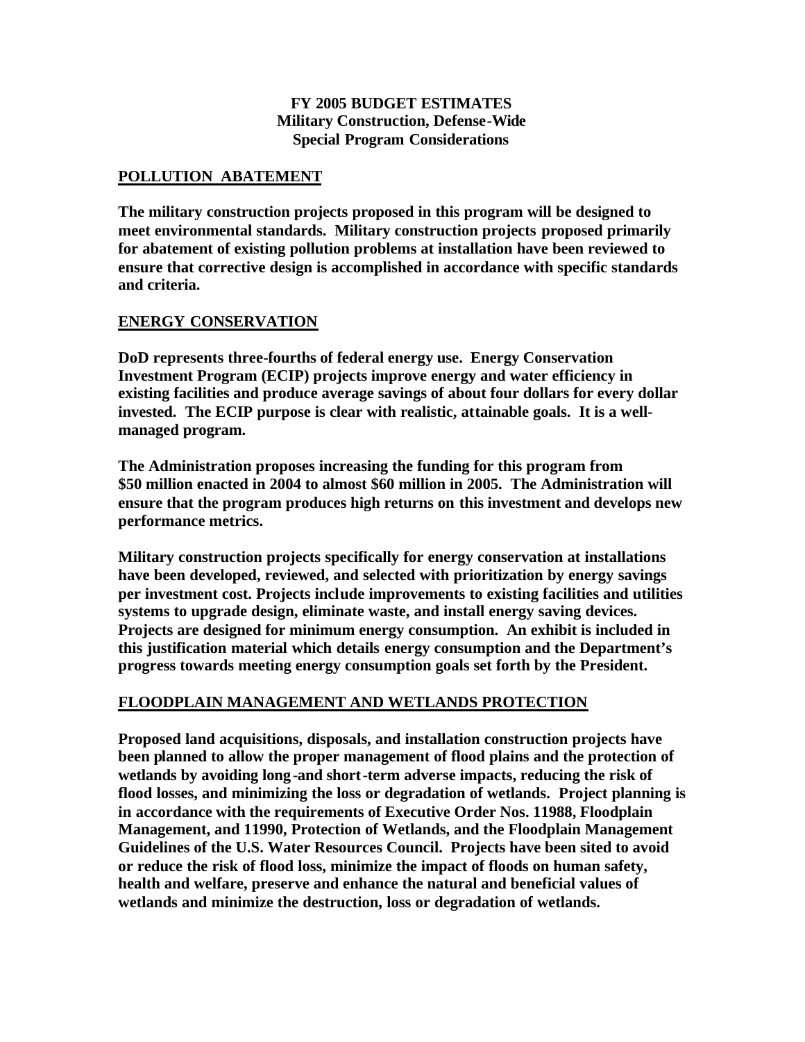**FY 2005 BUDGET ESTIMATES**
**Military Construction, Defense-Wide**
**Special Program Considerations**

## POLLUTION ABATEMENT

**The military construction projects proposed in this program will be designed to meet environmental standards. Military construction projects proposed primarily for abatement of existing pollution problems at installation have been reviewed to ensure that corrective design is accomplished in accordance with specific standards and criteria.**

## ENERGY CONSERVATION

**DoD represents three-fourths of federal energy use. Energy Conservation Investment Program (ECIP) projects improve energy and water efficiency in existing facilities and produce average savings of about four dollars for every dollar invested. The ECIP purpose is clear with realistic, attainable goals. It is a well-managed program.**

**The Administration proposes increasing the funding for this program from $50 million enacted in 2004 to almost $60 million in 2005. The Administration will ensure that the program produces high returns on this investment and develops new performance metrics.**

**Military construction projects specifically for energy conservation at installations have been developed, reviewed, and selected with prioritization by energy savings per investment cost. Projects include improvements to existing facilities and utilities systems to upgrade design, eliminate waste, and install energy saving devices. Projects are designed for minimum energy consumption. An exhibit is included in this justification material which details energy consumption and the Department's progress towards meeting energy consumption goals set forth by the President.**

## FLOODPLAIN MANAGEMENT AND WETLANDS PROTECTION

**Proposed land acquisitions, disposals, and installation construction projects have been planned to allow the proper management of flood plains and the protection of wetlands by avoiding long-and short-term adverse impacts, reducing the risk of flood losses, and minimizing the loss or degradation of wetlands. Project planning is in accordance with the requirements of Executive Order Nos. 11988, Floodplain Management, and 11990, Protection of Wetlands, and the Floodplain Management Guidelines of the U.S. Water Resources Council. Projects have been sited to avoid or reduce the risk of flood loss, minimize the impact of floods on human safety, health and welfare, preserve and enhance the natural and beneficial values of wetlands and minimize the destruction, loss or degradation of wetlands.**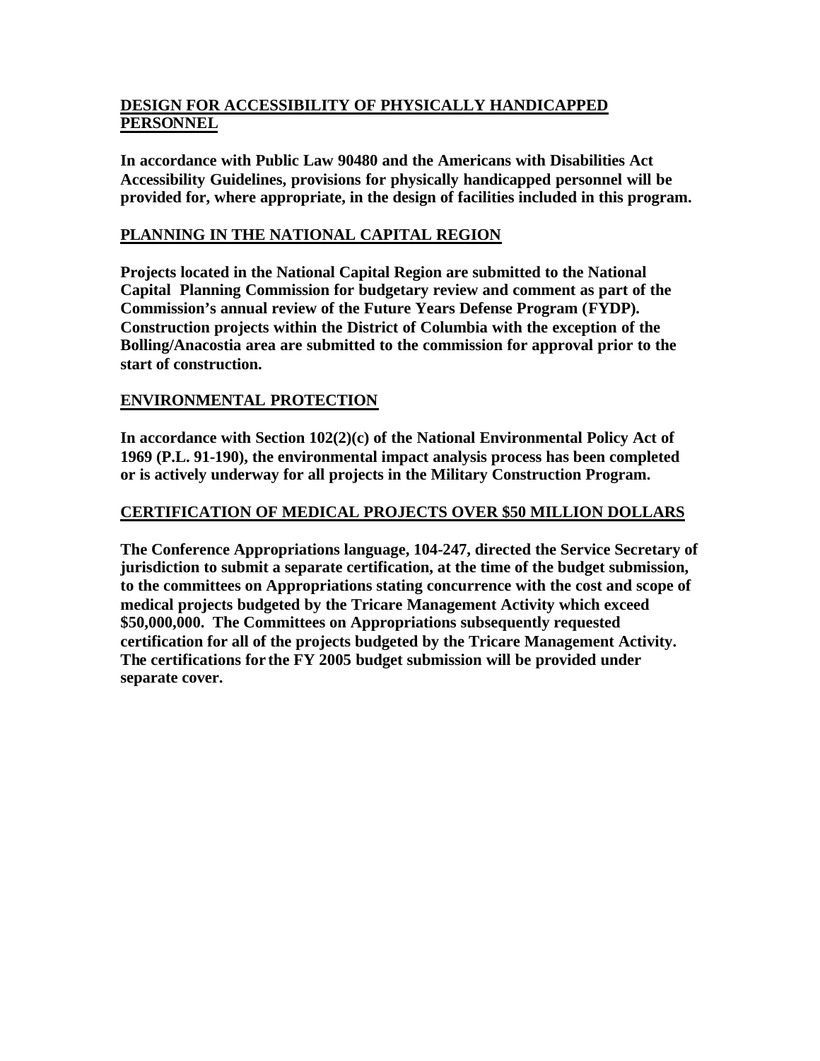## DESIGN FOR ACCESSIBILITY OF PHYSICALLY HANDICAPPED PERSONNEL

**In accordance with Public Law 90480 and the Americans with Disabilities Act Accessibility Guidelines, provisions for physically handicapped personnel will be provided for, where appropriate, in the design of facilities included in this program.**

## PLANNING IN THE NATIONAL CAPITAL REGION

**Projects located in the National Capital Region are submitted to the National Capital Planning Commission for budgetary review and comment as part of the Commission's annual review of the Future Years Defense Program (FYDP). Construction projects within the District of Columbia with the exception of the Bolling/Anacostia area are submitted to the commission for approval prior to the start of construction.**

## ENVIRONMENTAL PROTECTION

**In accordance with Section 102(2)(c) of the National Environmental Policy Act of 1969 (P.L. 91-190), the environmental impact analysis process has been completed or is actively underway for all projects in the Military Construction Program.**

## CERTIFICATION OF MEDICAL PROJECTS OVER $50 MILLION DOLLARS

**The Conference Appropriations language, 104-247, directed the Service Secretary of jurisdiction to submit a separate certification, at the time of the budget submission, to the committees on Appropriations stating concurrence with the cost and scope of medical projects budgeted by the Tricare Management Activity which exceed $50,000,000. The Committees on Appropriations subsequently requested certification for all of the projects budgeted by the Tricare Management Activity. The certifications for the FY 2005 budget submission will be provided under separate cover.**